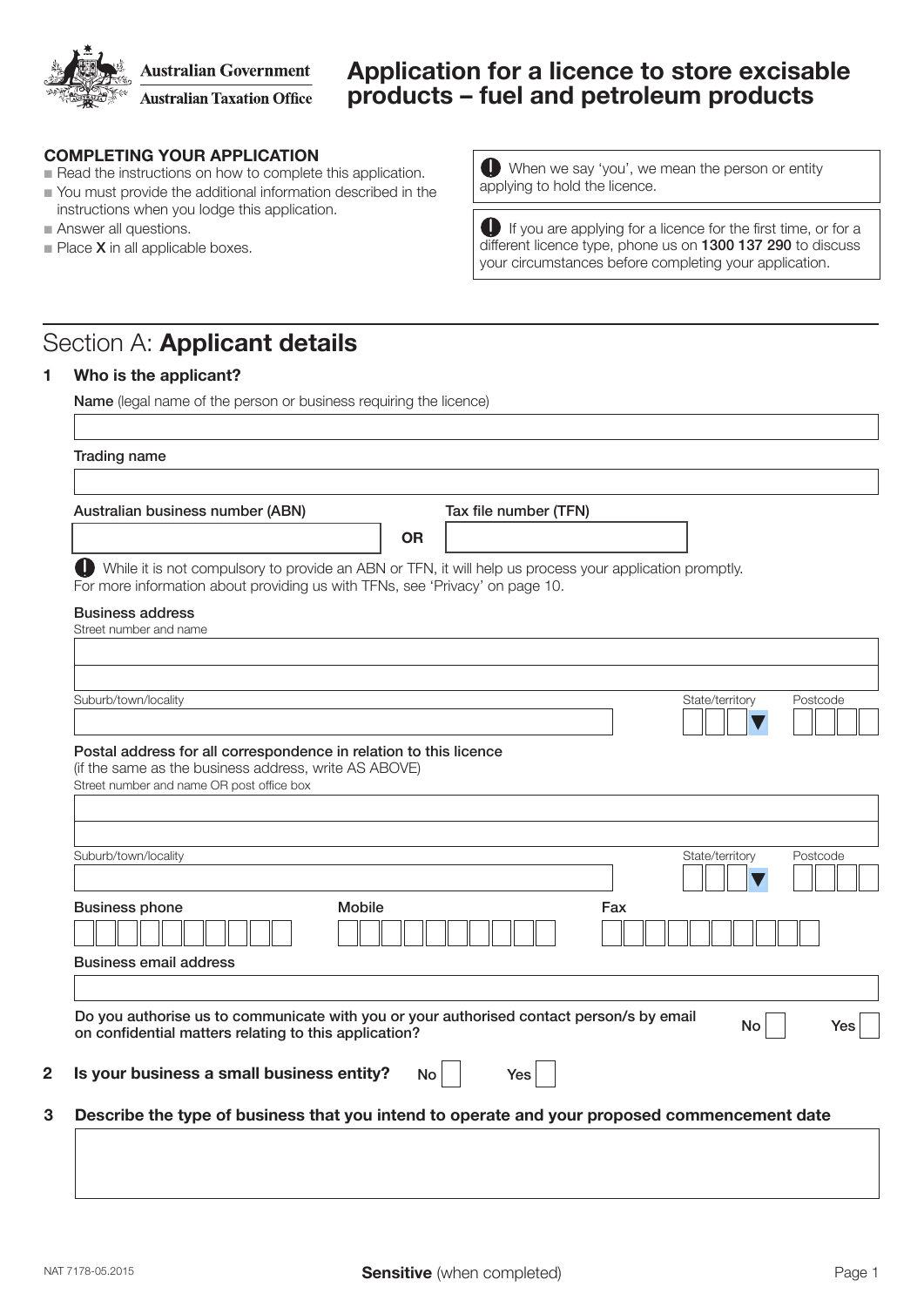Australian Government
Australian Taxation Office

# Application for a licence to store excisable products – fuel and petroleum products

**COMPLETING YOUR APPLICATION**

- Read the instructions on how to complete this application.
- You must provide the additional information described in the instructions when you lodge this application.
- Answer all questions.
- Place **X** in all applicable boxes.

When we say 'you', we mean the person or entity applying to hold the licence.

If you are applying for a licence for the first time, or for a different licence type, phone us on **1300 137 290** to discuss your circumstances before completing your application.

## Section A: **Applicant details**

**1 Who is the applicant?**

**Name** (legal name of the person or business requiring the licence)

Trading name

Australian business number (ABN) **OR** Tax file number (TFN)

While it is not compulsory to provide an ABN or TFN, it will help us process your application promptly. For more information about providing us with TFNs, see 'Privacy' on page 10.

Business address

Street number and name

Suburb/town/locality — State/territory — Postcode

Postal address for all correspondence in relation to this licence
(if the same as the business address, write AS ABOVE)

Street number and name OR post office box

Suburb/town/locality — State/territory — Postcode

Business phone — Mobile — Fax

Business email address

**Do you authorise us to communicate with you or your authorised contact person/s by email on confidential matters relating to this application?** No ☐ Yes ☐

**2 Is your business a small business entity?** No ☐ Yes ☐

**3 Describe the type of business that you intend to operate and your proposed commencement date**

NAT 7178-05.2015

**Sensitive** (when completed)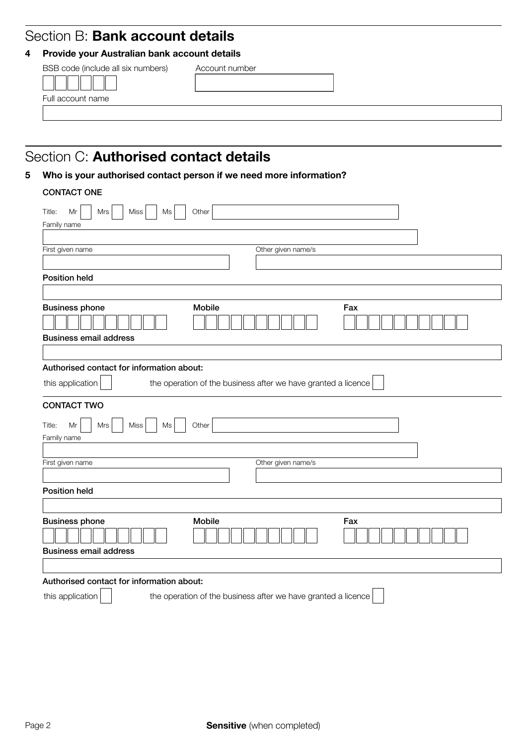## Section B: **Bank account details**

**4 Provide your Australian bank account details**

BSB code (include all six numbers)

Account number

Full account name

## Section C: **Authorised contact details**

**5 Who is your authorised contact person if we need more information?**

**CONTACT ONE**

Title: Mr ☐ Mrs ☐ Miss ☐ Ms ☐ Other

Family name

First given name

Other given name/s

**Position held**

**Business phone**

**Mobile**

**Fax**

**Business email address**

**Authorised contact for information about:**

this application ☐

the operation of the business after we have granted a licence ☐

**CONTACT TWO**

Title: Mr ☐ Mrs ☐ Miss ☐ Ms ☐ Other

Family name

First given name

Other given name/s

**Position held**

**Business phone**

**Mobile**

**Fax**

**Business email address**

**Authorised contact for information about:**

this application ☐

the operation of the business after we have granted a licence ☐

**Sensitive** (when completed)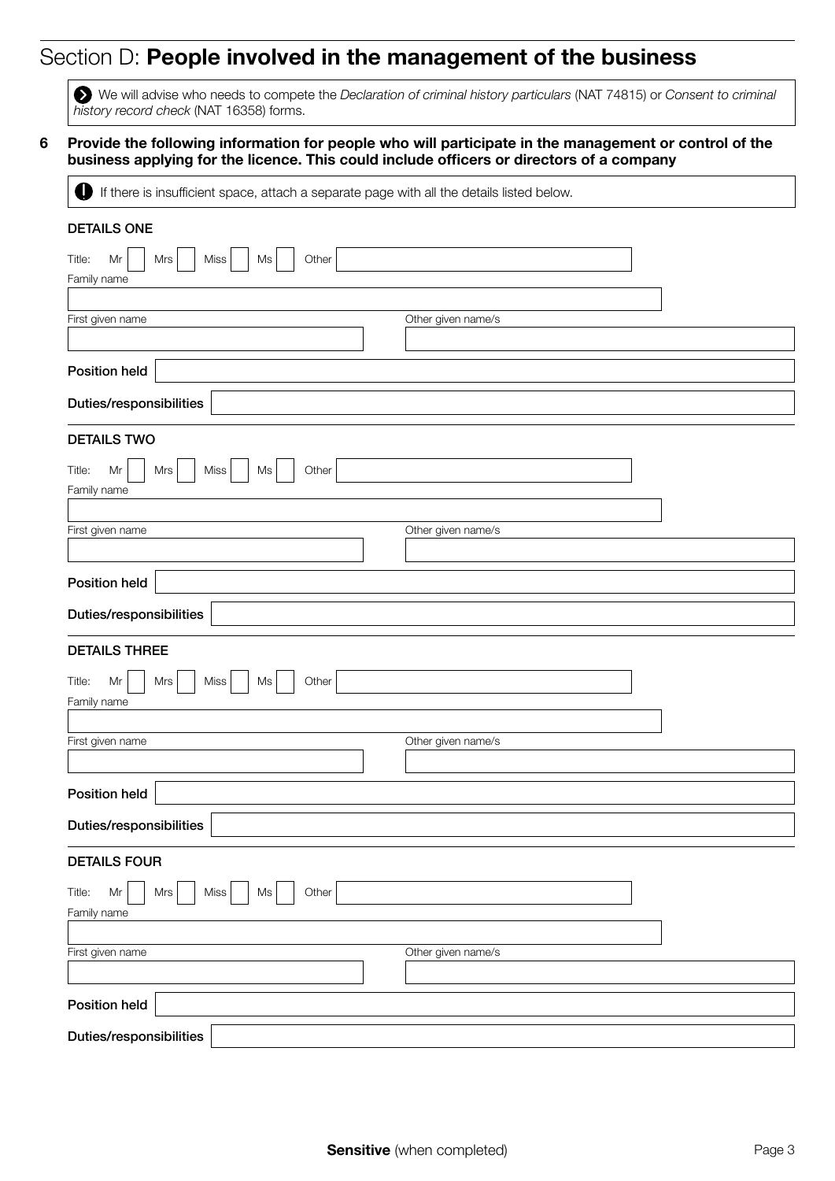# Section D: **People involved in the management of the business**

We will advise who needs to compete the *Declaration of criminal history particulars* (NAT 74815) or *Consent to criminal history record check* (NAT 16358) forms.

**6 Provide the following information for people who will participate in the management or control of the business applying for the licence. This could include officers or directors of a company**

If there is insufficient space, attach a separate page with all the details listed below.

### DETAILS ONE

Title: Mr ☐ Mrs ☐ Miss ☐ Ms ☐ Other

Family name

First given name

Other given name/s

**Position held**

**Duties/responsibilities**

### DETAILS TWO

Title: Mr ☐ Mrs ☐ Miss ☐ Ms ☐ Other

Family name

First given name

Other given name/s

**Position held**

**Duties/responsibilities**

### DETAILS THREE

Title: Mr ☐ Mrs ☐ Miss ☐ Ms ☐ Other

Family name

First given name

Other given name/s

**Position held**

**Duties/responsibilities**

### DETAILS FOUR

Title: Mr ☐ Mrs ☐ Miss ☐ Ms ☐ Other

Family name

First given name

Other given name/s

**Position held**

**Duties/responsibilities**

**Sensitive** (when completed)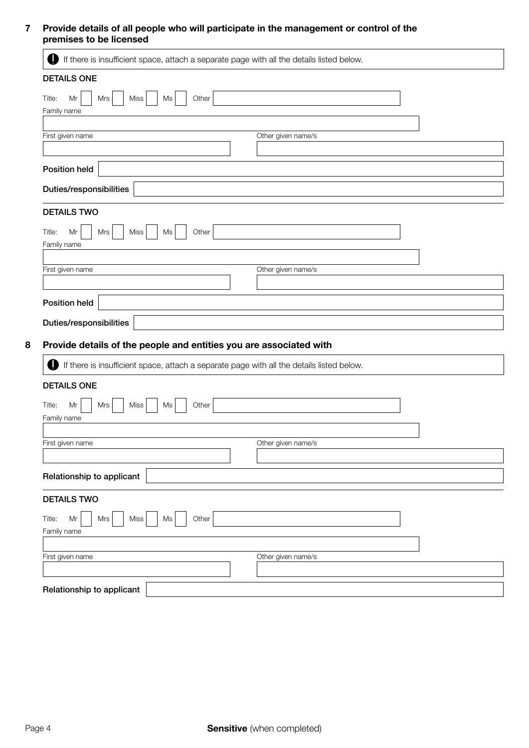## 7 Provide details of all people who will participate in the management or control of the premises to be licensed

> ❗ If there is insufficient space, attach a separate page with all the details listed below.

### DETAILS ONE

Title: Mr ☐ Mrs ☐ Miss ☐ Ms ☐ Other ____________

Family name

____________

First given name ____________ Other given name/s ____________

**Position held** ____________

**Duties/responsibilities** ____________

### DETAILS TWO

Title: Mr ☐ Mrs ☐ Miss ☐ Ms ☐ Other ____________

Family name

____________

First given name ____________ Other given name/s ____________

**Position held** ____________

**Duties/responsibilities** ____________

## 8 Provide details of the people and entities you are associated with

> ❗ If there is insufficient space, attach a separate page with all the details listed below.

### DETAILS ONE

Title: Mr ☐ Mrs ☐ Miss ☐ Ms ☐ Other ____________

Family name

____________

First given name ____________ Other given name/s ____________

**Relationship to applicant** ____________

### DETAILS TWO

Title: Mr ☐ Mrs ☐ Miss ☐ Ms ☐ Other ____________

Family name

____________

First given name ____________ Other given name/s ____________

**Relationship to applicant** ____________

**Sensitive** (when completed)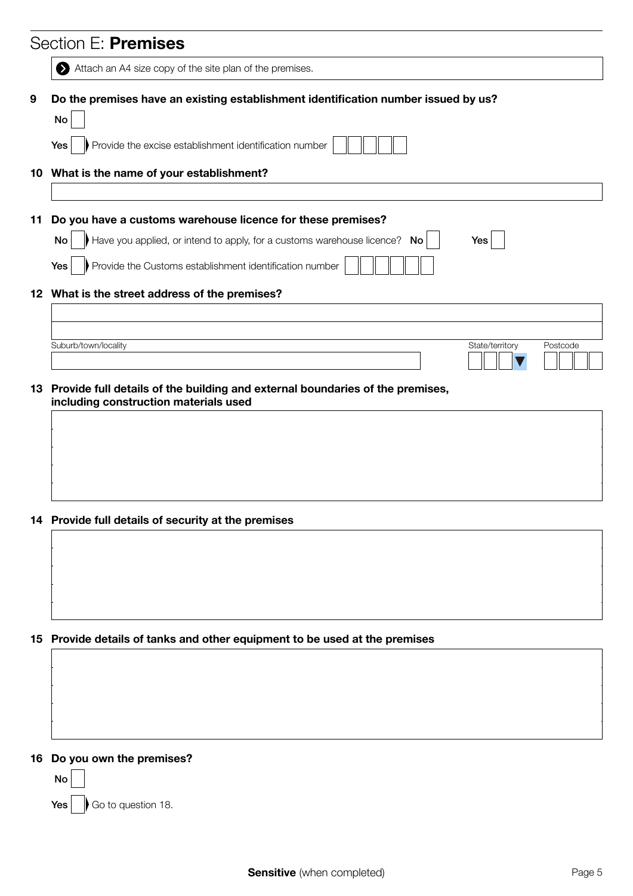## Section E: **Premises**

➔ Attach an A4 size copy of the site plan of the premises.

**9 Do the premises have an existing establishment identification number issued by us?**

No

Yes ➤ Provide the excise establishment identification number

**10 What is the name of your establishment?**

**11 Do you have a customs warehouse licence for these premises?**

No ➤ Have you applied, or intend to apply, for a customs warehouse licence? No Yes

Yes ➤ Provide the Customs establishment identification number

**12 What is the street address of the premises?**

Suburb/town/locality

State/territory

Postcode

**13 Provide full details of the building and external boundaries of the premises, including construction materials used**

**14 Provide full details of security at the premises**

**15 Provide details of tanks and other equipment to be used at the premises**

**16 Do you own the premises?**

No

Yes ➤ Go to question 18.

**Sensitive** (when completed)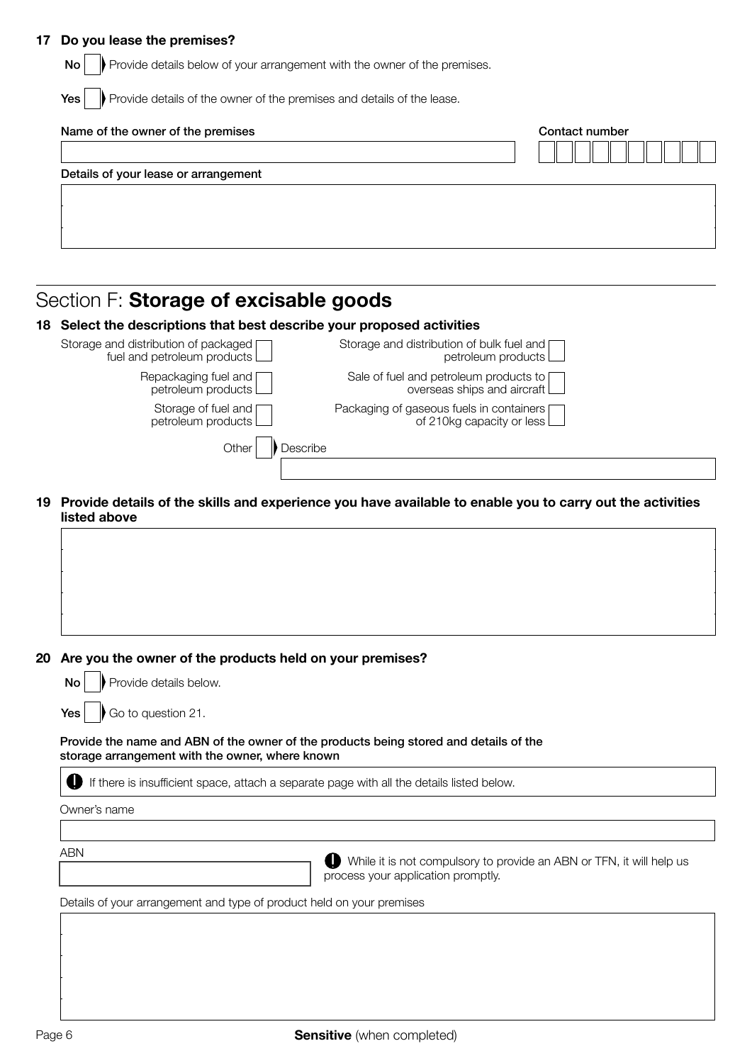**17 Do you lease the premises?**

**No** ☐ Provide details below of your arrangement with the owner of the premises.

**Yes** ☐ Provide details of the owner of the premises and details of the lease.

**Name of the owner of the premises**

**Contact number**

**Details of your lease or arrangement**

# Section F: **Storage of excisable goods**

**18 Select the descriptions that best describe your proposed activities**

- Storage and distribution of packaged fuel and petroleum products ☐
- Repackaging fuel and petroleum products ☐
- Storage of fuel and petroleum products ☐
- Storage and distribution of bulk fuel and petroleum products ☐
- Sale of fuel and petroleum products to overseas ships and aircraft ☐
- Packaging of gaseous fuels in containers of 210kg capacity or less ☐
- Other ☐ Describe

**19 Provide details of the skills and experience you have available to enable you to carry out the activities listed above**

**20 Are you the owner of the products held on your premises?**

**No** ☐ Provide details below.

**Yes** ☐ Go to question 21.

**Provide the name and ABN of the owner of the products being stored and details of the storage arrangement with the owner, where known**

If there is insufficient space, attach a separate page with all the details listed below.

Owner's name

ABN

While it is not compulsory to provide an ABN or TFN, it will help us process your application promptly.

Details of your arrangement and type of product held on your premises

**Sensitive** (when completed)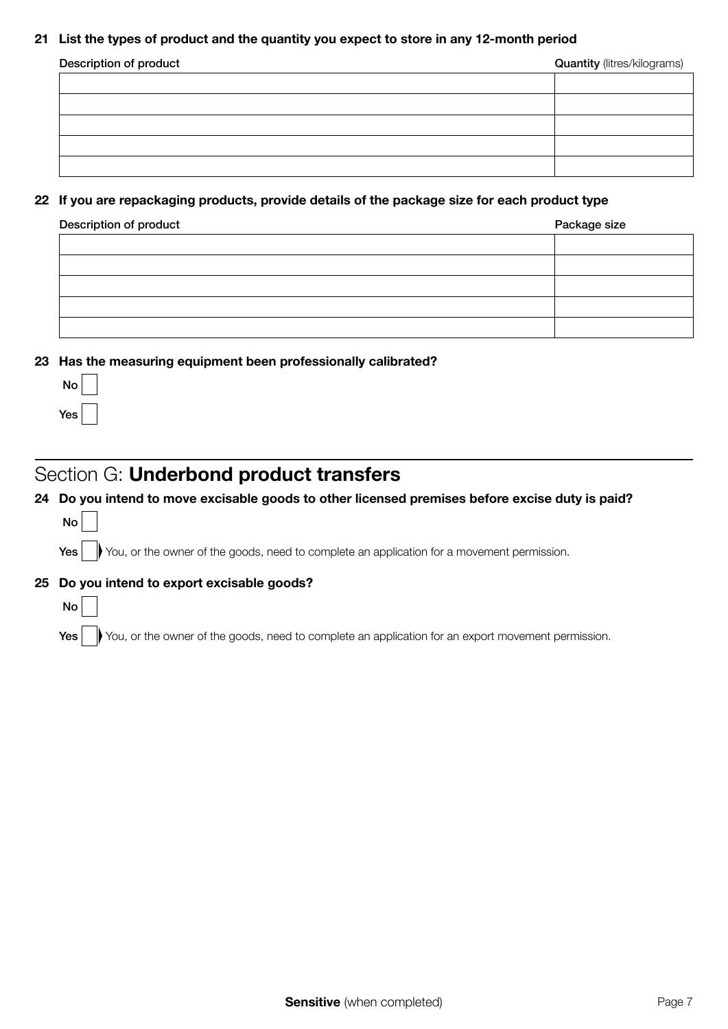**21 List the types of product and the quantity you expect to store in any 12-month period**

| Description of product | **Quantity** (litres/kilograms) |
| --- | --- |
| | |
| | |
| | |
| | |
| | |

**22 If you are repackaging products, provide details of the package size for each product type**

| Description of product | Package size |
| --- | --- |
| | |
| | |
| | |
| | |
| | |

**23 Has the measuring equipment been professionally calibrated?**

No ☐

Yes ☐

## Section G: **Underbond product transfers**

**24 Do you intend to move excisable goods to other licensed premises before excise duty is paid?**

No ☐

Yes ☐ You, or the owner of the goods, need to complete an application for a movement permission.

**25 Do you intend to export excisable goods?**

No ☐

Yes ☐ You, or the owner of the goods, need to complete an application for an export movement permission.

**Sensitive** (when completed)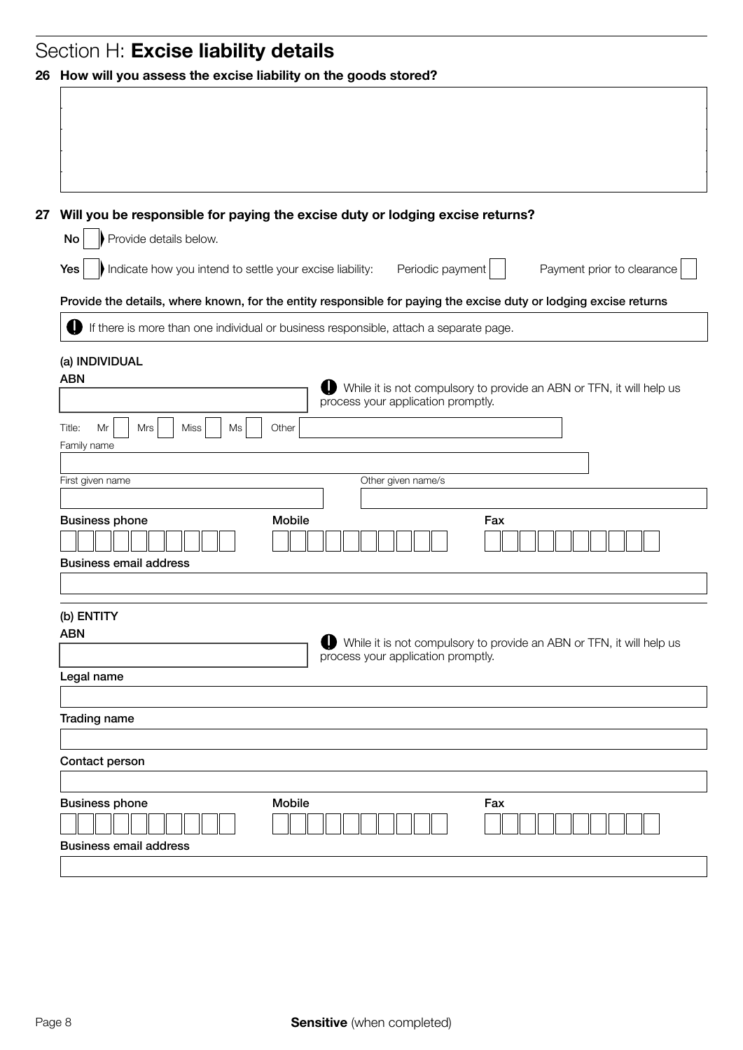## Section H: **Excise liability details**

**26 How will you assess the excise liability on the goods stored?**

**27 Will you be responsible for paying the excise duty or lodging excise returns?**

**No** ☐ Provide details below.

**Yes** ☐ Indicate how you intend to settle your excise liability: Periodic payment ☐ Payment prior to clearance ☐

**Provide the details, where known, for the entity responsible for paying the excise duty or lodging excise returns**

If there is more than one individual or business responsible, attach a separate page.

**(a) INDIVIDUAL**

**ABN**

While it is not compulsory to provide an ABN or TFN, it will help us process your application promptly.

Title: Mr ☐ Mrs ☐ Miss ☐ Ms ☐ Other

Family name

First given name

Other given name/s

**Business phone**

**Mobile**

**Fax**

**Business email address**

**(b) ENTITY**

**ABN**

While it is not compulsory to provide an ABN or TFN, it will help us process your application promptly.

**Legal name**

**Trading name**

**Contact person**

**Business phone**

**Mobile**

**Fax**

**Business email address**

**Sensitive** (when completed)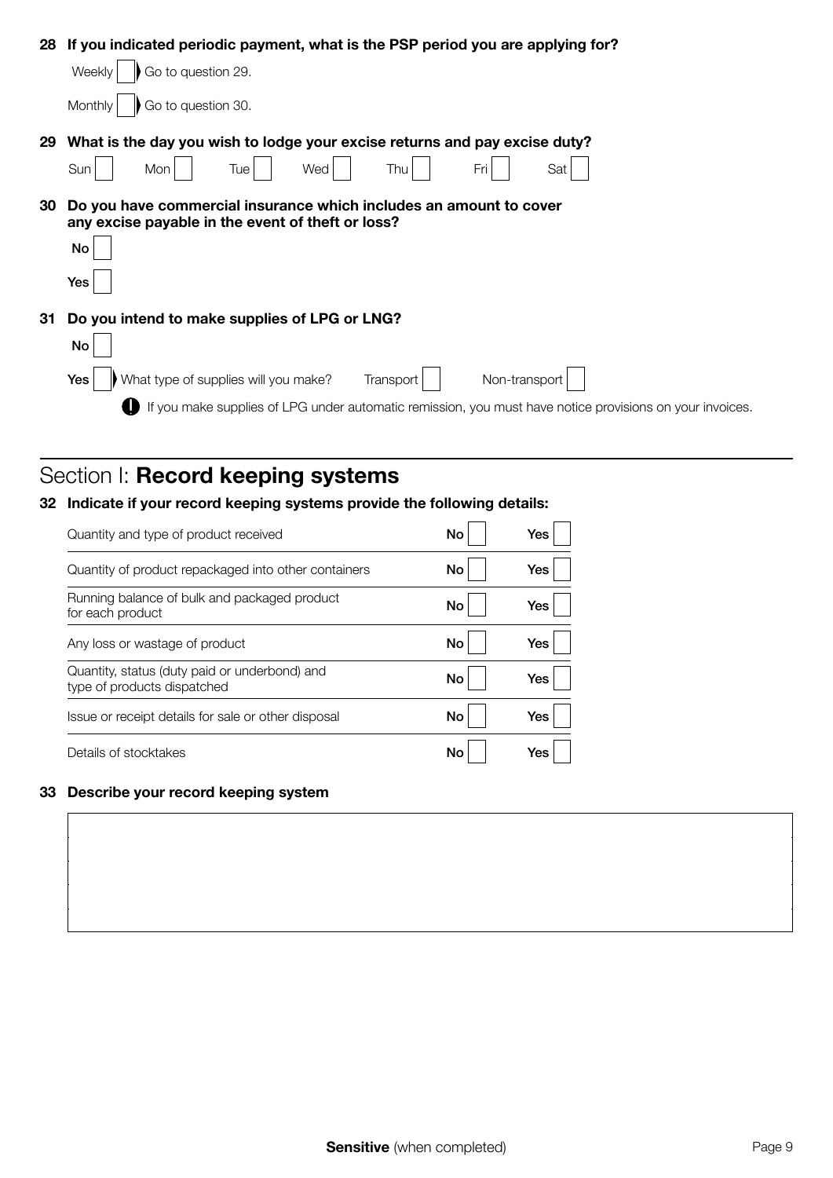**28 If you indicated periodic payment, what is the PSP period you are applying for?**

Weekly ☐ Go to question 29.

Monthly ☐ Go to question 30.

**29 What is the day you wish to lodge your excise returns and pay excise duty?**

Sun ☐ Mon ☐ Tue ☐ Wed ☐ Thu ☐ Fri ☐ Sat ☐

**30 Do you have commercial insurance which includes an amount to cover any excise payable in the event of theft or loss?**

**No** ☐

**Yes** ☐

**31 Do you intend to make supplies of LPG or LNG?**

**No** ☐

**Yes** ☐ What type of supplies will you make? Transport ☐ Non-transport ☐

! If you make supplies of LPG under automatic remission, you must have notice provisions on your invoices.

## Section I: **Record keeping systems**

**32 Indicate if your record keeping systems provide the following details:**

| | | |
|---|---|---|
| Quantity and type of product received | **No** ☐ | **Yes** ☐ |
| Quantity of product repackaged into other containers | **No** ☐ | **Yes** ☐ |
| Running balance of bulk and packaged product for each product | **No** ☐ | **Yes** ☐ |
| Any loss or wastage of product | **No** ☐ | **Yes** ☐ |
| Quantity, status (duty paid or underbond) and type of products dispatched | **No** ☐ | **Yes** ☐ |
| Issue or receipt details for sale or other disposal | **No** ☐ | **Yes** ☐ |
| Details of stocktakes | **No** ☐ | **Yes** ☐ |

**33 Describe your record keeping system**

**Sensitive** (when completed)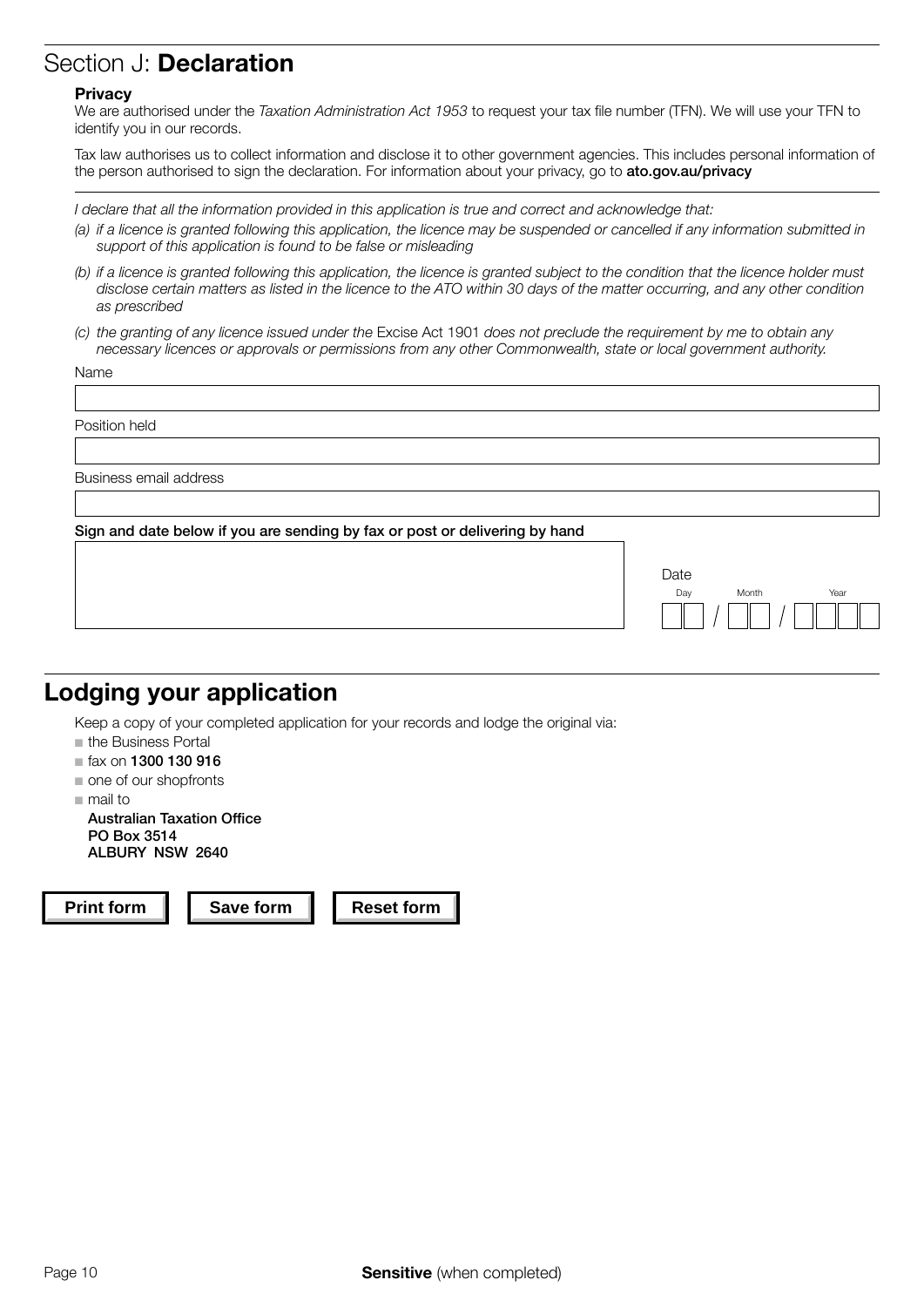# Section J: **Declaration**

**Privacy**

We are authorised under the *Taxation Administration Act 1953* to request your tax file number (TFN). We will use your TFN to identify you in our records.

Tax law authorises us to collect information and disclose it to other government agencies. This includes personal information of the person authorised to sign the declaration. For information about your privacy, go to **ato.gov.au/privacy**

*I declare that all the information provided in this application is true and correct and acknowledge that:*

*(a) if a licence is granted following this application, the licence may be suspended or cancelled if any information submitted in support of this application is found to be false or misleading*

*(b) if a licence is granted following this application, the licence is granted subject to the condition that the licence holder must disclose certain matters as listed in the licence to the ATO within 30 days of the matter occurring, and any other condition as prescribed*

*(c) the granting of any licence issued under the* Excise Act 1901 *does not preclude the requirement by me to obtain any necessary licences or approvals or permissions from any other Commonwealth, state or local government authority.*

Name

Position held

Business email address

**Sign and date below if you are sending by fax or post or delivering by hand**

Date

Day / Month / Year

## Lodging your application

Keep a copy of your completed application for your records and lodge the original via:

- the Business Portal
- fax on **1300 130 916**
- one of our shopfronts
- mail to
  **Australian Taxation Office**
  **PO Box 3514**
  **ALBURY NSW 2640**

**Print form** **Save form** **Reset form**

**Sensitive** (when completed)